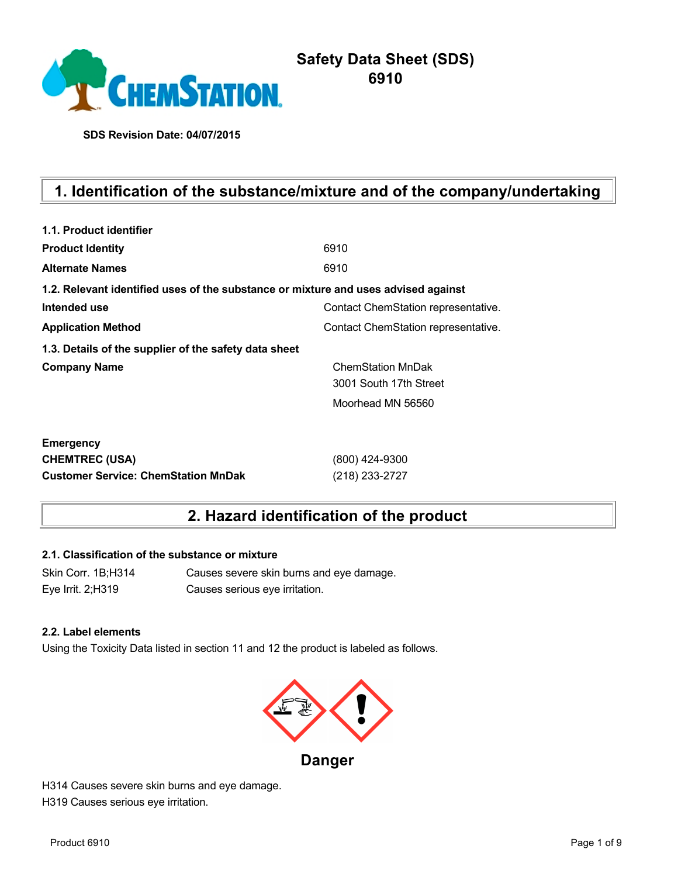# Safety Data Sheet (SDS)
# 6910

**SDS Revision Date: 04/07/2015**

## 1. Identification of the substance/mixture and of the company/undertaking

**1.1. Product identifier**

| | |
|---|---|
| **Product Identity** | 6910 |
| **Alternate Names** | 6910 |

**1.2. Relevant identified uses of the substance or mixture and uses advised against**

| | |
|---|---|
| **Intended use** | Contact ChemStation representative. |
| **Application Method** | Contact ChemStation representative. |

**1.3. Details of the supplier of the safety data sheet**

| | |
|---|---|
| **Company Name** | ChemStation MnDak<br>3001 South 17th Street<br>Moorhead MN 56560 |

| | |
|---|---|
| **Emergency** | |
| **CHEMTREC (USA)** | (800) 424-9300 |
| **Customer Service: ChemStation MnDak** | (218) 233-2727 |

## 2. Hazard identification of the product

**2.1. Classification of the substance or mixture**

| | |
|---|---|
| Skin Corr. 1B;H314 | Causes severe skin burns and eye damage. |
| Eye Irrit. 2;H319 | Causes serious eye irritation. |

**2.2. Label elements**

Using the Toxicity Data listed in section 11 and 12 the product is labeled as follows.

**Danger**

H314 Causes severe skin burns and eye damage.
H319 Causes serious eye irritation.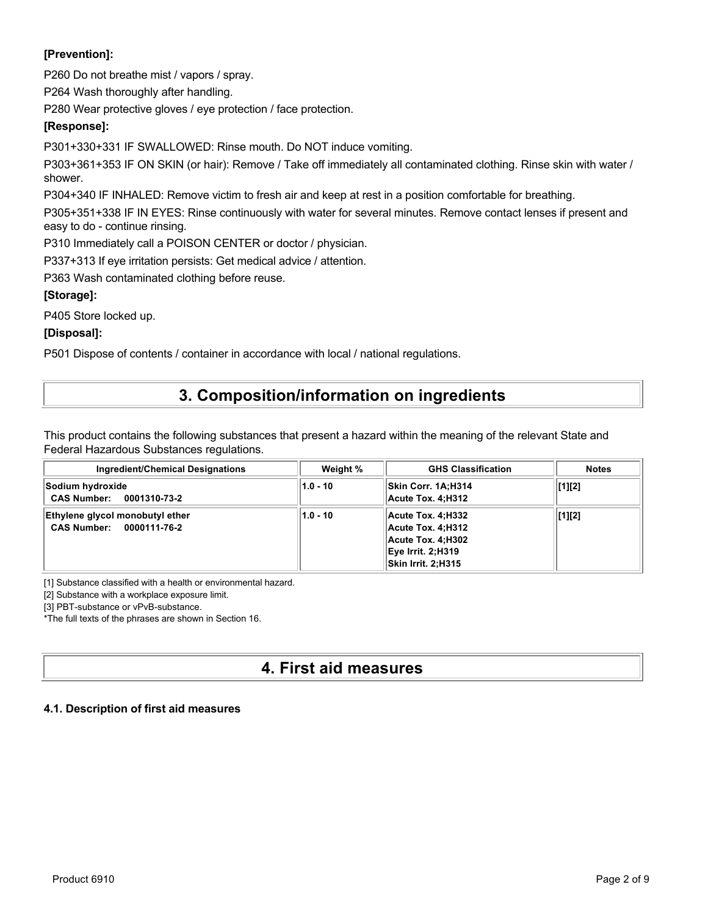**[Prevention]:**

P260 Do not breathe mist / vapors / spray.

P264 Wash thoroughly after handling.

P280 Wear protective gloves / eye protection / face protection.

**[Response]:**

P301+330+331 IF SWALLOWED: Rinse mouth. Do NOT induce vomiting.

P303+361+353 IF ON SKIN (or hair): Remove / Take off immediately all contaminated clothing. Rinse skin with water / shower.

P304+340 IF INHALED: Remove victim to fresh air and keep at rest in a position comfortable for breathing.

P305+351+338 IF IN EYES: Rinse continuously with water for several minutes. Remove contact lenses if present and easy to do - continue rinsing.

P310 Immediately call a POISON CENTER or doctor / physician.

P337+313 If eye irritation persists: Get medical advice / attention.

P363 Wash contaminated clothing before reuse.

**[Storage]:**

P405 Store locked up.

**[Disposal]:**

P501 Dispose of contents / container in accordance with local / national regulations.

# 3. Composition/information on ingredients

This product contains the following substances that present a hazard within the meaning of the relevant State and Federal Hazardous Substances regulations.

| Ingredient/Chemical Designations | Weight % | GHS Classification | Notes |
|---|---|---|---|
| **Sodium hydroxide**<br>**CAS Number: 0001310-73-2** | 1.0 - 10 | Skin Corr. 1A;H314<br>Acute Tox. 4;H312 | [1][2] |
| **Ethylene glycol monobutyl ether**<br>**CAS Number: 0000111-76-2** | 1.0 - 10 | Acute Tox. 4;H332<br>Acute Tox. 4;H312<br>Acute Tox. 4;H302<br>Eye Irrit. 2;H319<br>Skin Irrit. 2;H315 | [1][2] |

[1] Substance classified with a health or environmental hazard.

[2] Substance with a workplace exposure limit.

[3] PBT-substance or vPvB-substance.

*The full texts of the phrases are shown in Section 16.

# 4. First aid measures

### 4.1. Description of first aid measures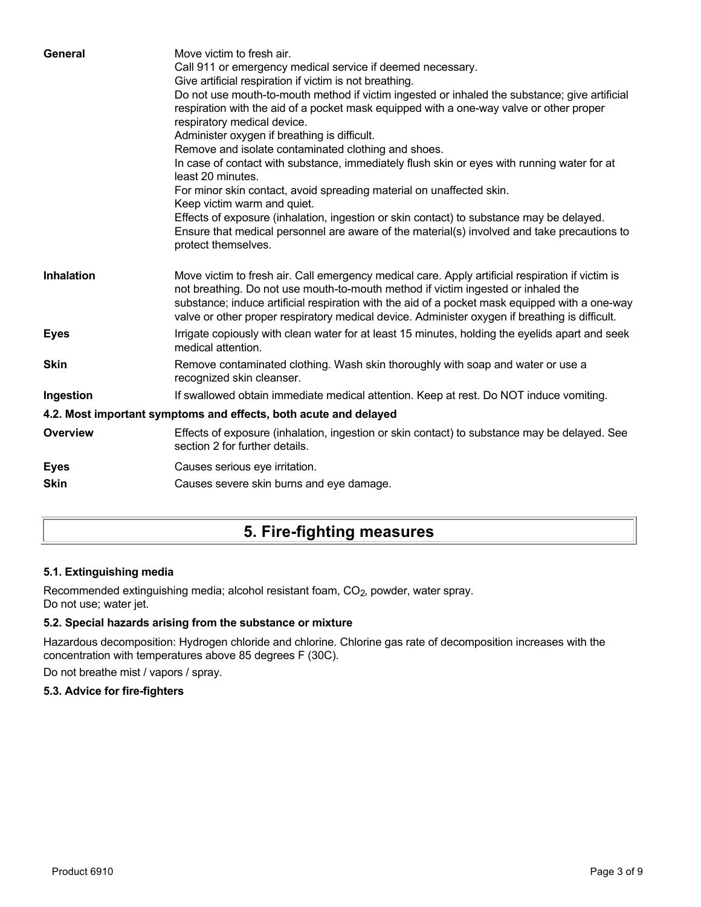**General**

Move victim to fresh air.
Call 911 or emergency medical service if deemed necessary.
Give artificial respiration if victim is not breathing.
Do not use mouth-to-mouth method if victim ingested or inhaled the substance; give artificial respiration with the aid of a pocket mask equipped with a one-way valve or other proper respiratory medical device.
Administer oxygen if breathing is difficult.
Remove and isolate contaminated clothing and shoes.
In case of contact with substance, immediately flush skin or eyes with running water for at least 20 minutes.
For minor skin contact, avoid spreading material on unaffected skin.
Keep victim warm and quiet.
Effects of exposure (inhalation, ingestion or skin contact) to substance may be delayed.
Ensure that medical personnel are aware of the material(s) involved and take precautions to protect themselves.

**Inhalation**

Move victim to fresh air. Call emergency medical care. Apply artificial respiration if victim is not breathing. Do not use mouth-to-mouth method if victim ingested or inhaled the substance; induce artificial respiration with the aid of a pocket mask equipped with a one-way valve or other proper respiratory medical device. Administer oxygen if breathing is difficult.

**Eyes**

Irrigate copiously with clean water for at least 15 minutes, holding the eyelids apart and seek medical attention.

**Skin**

Remove contaminated clothing. Wash skin thoroughly with soap and water or use a recognized skin cleanser.

**Ingestion**

If swallowed obtain immediate medical attention. Keep at rest. Do NOT induce vomiting.

### 4.2. Most important symptoms and effects, both acute and delayed

**Overview**

Effects of exposure (inhalation, ingestion or skin contact) to substance may be delayed. See section 2 for further details.

**Eyes**

Causes serious eye irritation.

**Skin**

Causes severe skin burns and eye damage.

## 5. Fire-fighting measures

### 5.1. Extinguishing media

Recommended extinguishing media; alcohol resistant foam, $CO_2$, powder, water spray.
Do not use; water jet.

### 5.2. Special hazards arising from the substance or mixture

Hazardous decomposition: Hydrogen chloride and chlorine. Chlorine gas rate of decomposition increases with the concentration with temperatures above 85 degrees F (30C).

Do not breathe mist / vapors / spray.

### 5.3. Advice for fire-fighters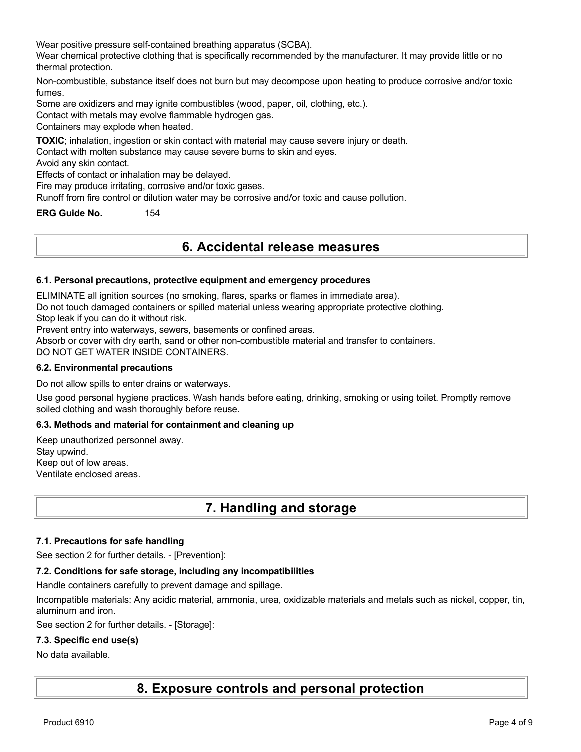Wear positive pressure self-contained breathing apparatus (SCBA).
Wear chemical protective clothing that is specifically recommended by the manufacturer. It may provide little or no thermal protection.

Non-combustible, substance itself does not burn but may decompose upon heating to produce corrosive and/or toxic fumes.
Some are oxidizers and may ignite combustibles (wood, paper, oil, clothing, etc.).
Contact with metals may evolve flammable hydrogen gas.
Containers may explode when heated.

**TOXIC**; inhalation, ingestion or skin contact with material may cause severe injury or death.
Contact with molten substance may cause severe burns to skin and eyes.
Avoid any skin contact.
Effects of contact or inhalation may be delayed.
Fire may produce irritating, corrosive and/or toxic gases.
Runoff from fire control or dilution water may be corrosive and/or toxic and cause pollution.

**ERG Guide No.** 154

# 6. Accidental release measures

### 6.1. Personal precautions, protective equipment and emergency procedures

ELIMINATE all ignition sources (no smoking, flares, sparks or flames in immediate area).
Do not touch damaged containers or spilled material unless wearing appropriate protective clothing.
Stop leak if you can do it without risk.
Prevent entry into waterways, sewers, basements or confined areas.
Absorb or cover with dry earth, sand or other non-combustible material and transfer to containers.
DO NOT GET WATER INSIDE CONTAINERS.

### 6.2. Environmental precautions

Do not allow spills to enter drains or waterways.

Use good personal hygiene practices. Wash hands before eating, drinking, smoking or using toilet. Promptly remove soiled clothing and wash thoroughly before reuse.

### 6.3. Methods and material for containment and cleaning up

Keep unauthorized personnel away.
Stay upwind.
Keep out of low areas.
Ventilate enclosed areas.

# 7. Handling and storage

### 7.1. Precautions for safe handling

See section 2 for further details. - [Prevention]:

### 7.2. Conditions for safe storage, including any incompatibilities

Handle containers carefully to prevent damage and spillage.

Incompatible materials: Any acidic material, ammonia, urea, oxidizable materials and metals such as nickel, copper, tin, aluminum and iron.

See section 2 for further details. - [Storage]:

### 7.3. Specific end use(s)

No data available.

# 8. Exposure controls and personal protection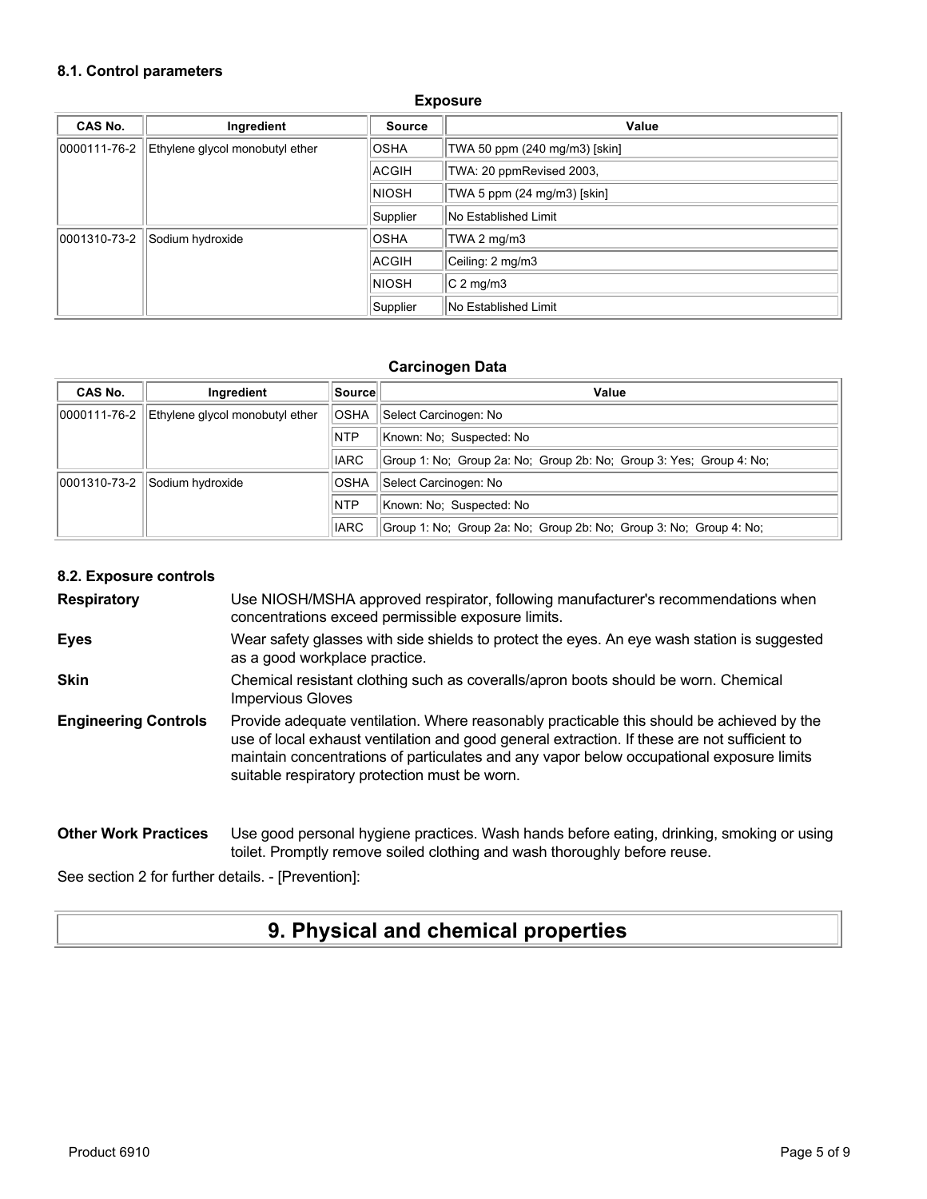### 8.1. Control parameters

**Exposure**

| CAS No. | Ingredient | Source | Value |
|---|---|---|---|
| 0000111-76-2 | Ethylene glycol monobutyl ether | OSHA | TWA 50 ppm (240 mg/m3) [skin] |
| | | ACGIH | TWA: 20 ppmRevised 2003, |
| | | NIOSH | TWA 5 ppm (24 mg/m3) [skin] |
| | | Supplier | No Established Limit |
| 0001310-73-2 | Sodium hydroxide | OSHA | TWA 2 mg/m3 |
| | | ACGIH | Ceiling: 2 mg/m3 |
| | | NIOSH | C 2 mg/m3 |
| | | Supplier | No Established Limit |

**Carcinogen Data**

| CAS No. | Ingredient | Source | Value |
|---|---|---|---|
| 0000111-76-2 | Ethylene glycol monobutyl ether | OSHA | Select Carcinogen: No |
| | | NTP | Known: No; Suspected: No |
| | | IARC | Group 1: No; Group 2a: No; Group 2b: No; Group 3: Yes; Group 4: No; |
| 0001310-73-2 | Sodium hydroxide | OSHA | Select Carcinogen: No |
| | | NTP | Known: No; Suspected: No |
| | | IARC | Group 1: No; Group 2a: No; Group 2b: No; Group 3: No; Group 4: No; |

### 8.2. Exposure controls

**Respiratory** Use NIOSH/MSHA approved respirator, following manufacturer's recommendations when concentrations exceed permissible exposure limits.

**Eyes** Wear safety glasses with side shields to protect the eyes. An eye wash station is suggested as a good workplace practice.

**Skin** Chemical resistant clothing such as coveralls/apron boots should be worn. Chemical Impervious Gloves

**Engineering Controls** Provide adequate ventilation. Where reasonably practicable this should be achieved by the use of local exhaust ventilation and good general extraction. If these are not sufficient to maintain concentrations of particulates and any vapor below occupational exposure limits suitable respiratory protection must be worn.

**Other Work Practices** Use good personal hygiene practices. Wash hands before eating, drinking, smoking or using toilet. Promptly remove soiled clothing and wash thoroughly before reuse.

See section 2 for further details. - [Prevention]:

# 9. Physical and chemical properties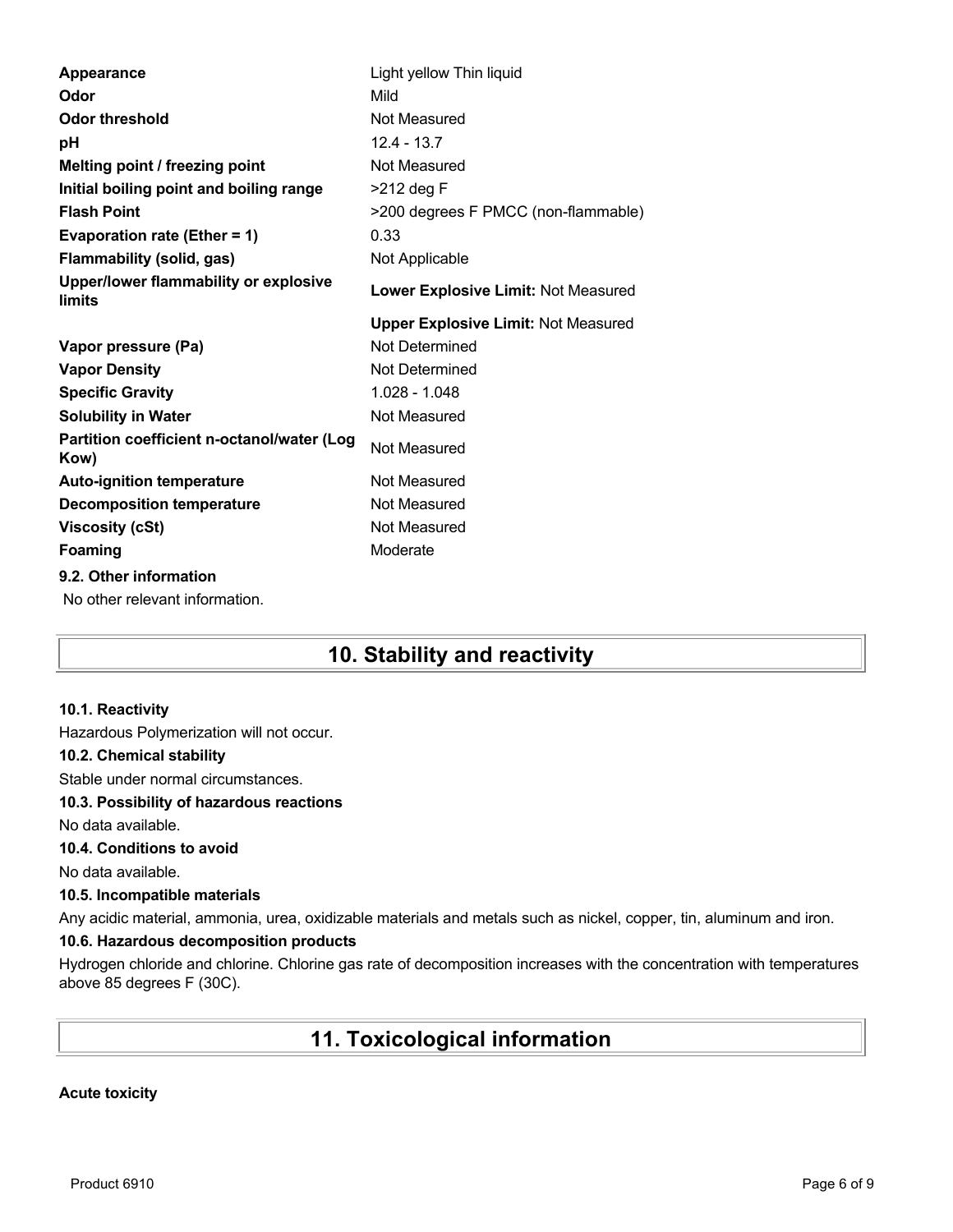| | |
|---|---|
| **Appearance** | Light yellow Thin liquid |
| **Odor** | Mild |
| **Odor threshold** | Not Measured |
| **pH** | 12.4 - 13.7 |
| **Melting point / freezing point** | Not Measured |
| **Initial boiling point and boiling range** | >212 deg F |
| **Flash Point** | >200 degrees F PMCC (non-flammable) |
| **Evaporation rate (Ether = 1)** | 0.33 |
| **Flammability (solid, gas)** | Not Applicable |
| **Upper/lower flammability or explosive limits** | **Lower Explosive Limit:** Not Measured |
| | **Upper Explosive Limit:** Not Measured |
| **Vapor pressure (Pa)** | Not Determined |
| **Vapor Density** | Not Determined |
| **Specific Gravity** | 1.028 - 1.048 |
| **Solubility in Water** | Not Measured |
| **Partition coefficient n-octanol/water (Log Kow)** | Not Measured |
| **Auto-ignition temperature** | Not Measured |
| **Decomposition temperature** | Not Measured |
| **Viscosity (cSt)** | Not Measured |
| **Foaming** | Moderate |

**9.2. Other information**

No other relevant information.

# 10. Stability and reactivity

**10.1. Reactivity**

Hazardous Polymerization will not occur.

**10.2. Chemical stability**

Stable under normal circumstances.

**10.3. Possibility of hazardous reactions**

No data available.

**10.4. Conditions to avoid**

No data available.

**10.5. Incompatible materials**

Any acidic material, ammonia, urea, oxidizable materials and metals such as nickel, copper, tin, aluminum and iron.

**10.6. Hazardous decomposition products**

Hydrogen chloride and chlorine. Chlorine gas rate of decomposition increases with the concentration with temperatures above 85 degrees F (30C).

# 11. Toxicological information

**Acute toxicity**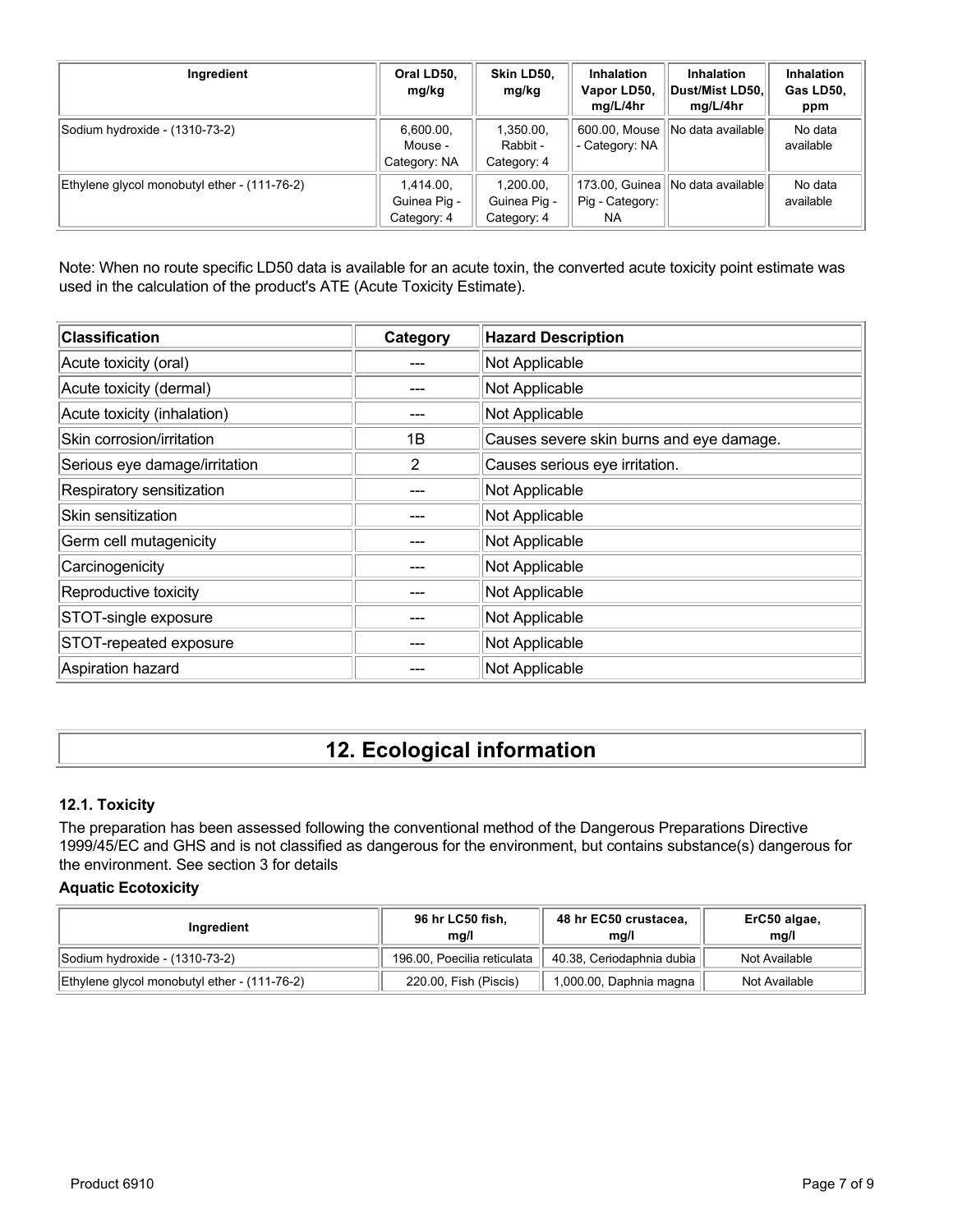| Ingredient | Oral LD50, mg/kg | Skin LD50, mg/kg | Inhalation Vapor LD50, mg/L/4hr | Inhalation Dust/Mist LD50, mg/L/4hr | Inhalation Gas LD50, ppm |
|---|---|---|---|---|---|
| Sodium hydroxide - (1310-73-2) | 6,600.00, Mouse - Category: NA | 1,350.00, Rabbit - Category: 4 | 600.00, Mouse - Category: NA | No data available | No data available |
| Ethylene glycol monobutyl ether - (111-76-2) | 1,414.00, Guinea Pig - Category: 4 | 1,200.00, Guinea Pig - Category: 4 | 173.00, Guinea Pig - Category: NA | No data available | No data available |

Note: When no route specific LD50 data is available for an acute toxin, the converted acute toxicity point estimate was used in the calculation of the product's ATE (Acute Toxicity Estimate).

| Classification | Category | Hazard Description |
|---|---|---|
| Acute toxicity (oral) | --- | Not Applicable |
| Acute toxicity (dermal) | --- | Not Applicable |
| Acute toxicity (inhalation) | --- | Not Applicable |
| Skin corrosion/irritation | 1B | Causes severe skin burns and eye damage. |
| Serious eye damage/irritation | 2 | Causes serious eye irritation. |
| Respiratory sensitization | --- | Not Applicable |
| Skin sensitization | --- | Not Applicable |
| Germ cell mutagenicity | --- | Not Applicable |
| Carcinogenicity | --- | Not Applicable |
| Reproductive toxicity | --- | Not Applicable |
| STOT-single exposure | --- | Not Applicable |
| STOT-repeated exposure | --- | Not Applicable |
| Aspiration hazard | --- | Not Applicable |

# 12. Ecological information

### 12.1. Toxicity

The preparation has been assessed following the conventional method of the Dangerous Preparations Directive 1999/45/EC and GHS and is not classified as dangerous for the environment, but contains substance(s) dangerous for the environment. See section 3 for details

**Aquatic Ecotoxicity**

| Ingredient | 96 hr LC50 fish, mg/l | 48 hr EC50 crustacea, mg/l | ErC50 algae, mg/l |
|---|---|---|---|
| Sodium hydroxide - (1310-73-2) | 196.00, Poecilia reticulata | 40.38, Ceriodaphnia dubia | Not Available |
| Ethylene glycol monobutyl ether - (111-76-2) | 220.00, Fish (Piscis) | 1,000.00, Daphnia magna | Not Available |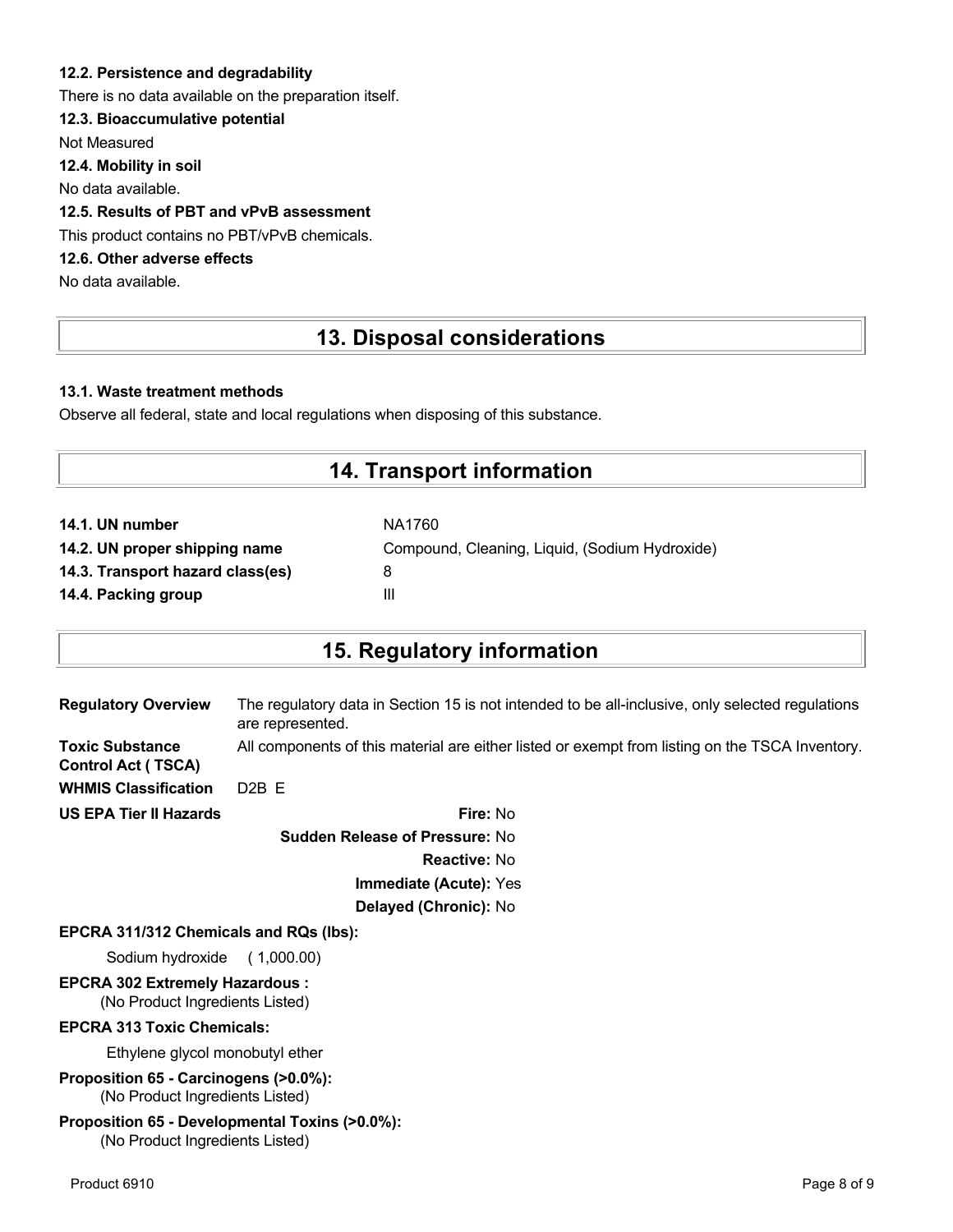### 12.2. Persistence and degradability

There is no data available on the preparation itself.

### 12.3. Bioaccumulative potential

Not Measured

### 12.4. Mobility in soil

No data available.

### 12.5. Results of PBT and vPvB assessment

This product contains no PBT/vPvB chemicals.

### 12.6. Other adverse effects

No data available.

## 13. Disposal considerations

### 13.1. Waste treatment methods

Observe all federal, state and local regulations when disposing of this substance.

## 14. Transport information

| | |
|---|---|
| **14.1. UN number** | NA1760 |
| **14.2. UN proper shipping name** | Compound, Cleaning, Liquid, (Sodium Hydroxide) |
| **14.3. Transport hazard class(es)** | 8 |
| **14.4. Packing group** | III |

## 15. Regulatory information

| | |
|---|---|
| **Regulatory Overview** | The regulatory data in Section 15 is not intended to be all-inclusive, only selected regulations are represented. |
| **Toxic Substance Control Act ( TSCA)** | All components of this material are either listed or exempt from listing on the TSCA Inventory. |
| **WHMIS Classification** | D2B E |

**US EPA Tier II Hazards**

**Fire:** No

**Sudden Release of Pressure:** No

**Reactive:** No

**Immediate (Acute):** Yes

**Delayed (Chronic):** No

**EPCRA 311/312 Chemicals and RQs (lbs):**

Sodium hydroxide ( 1,000.00)

**EPCRA 302 Extremely Hazardous :**

(No Product Ingredients Listed)

**EPCRA 313 Toxic Chemicals:**

Ethylene glycol monobutyl ether

**Proposition 65 - Carcinogens (>0.0%):**

(No Product Ingredients Listed)

**Proposition 65 - Developmental Toxins (>0.0%):**

(No Product Ingredients Listed)

Product 6910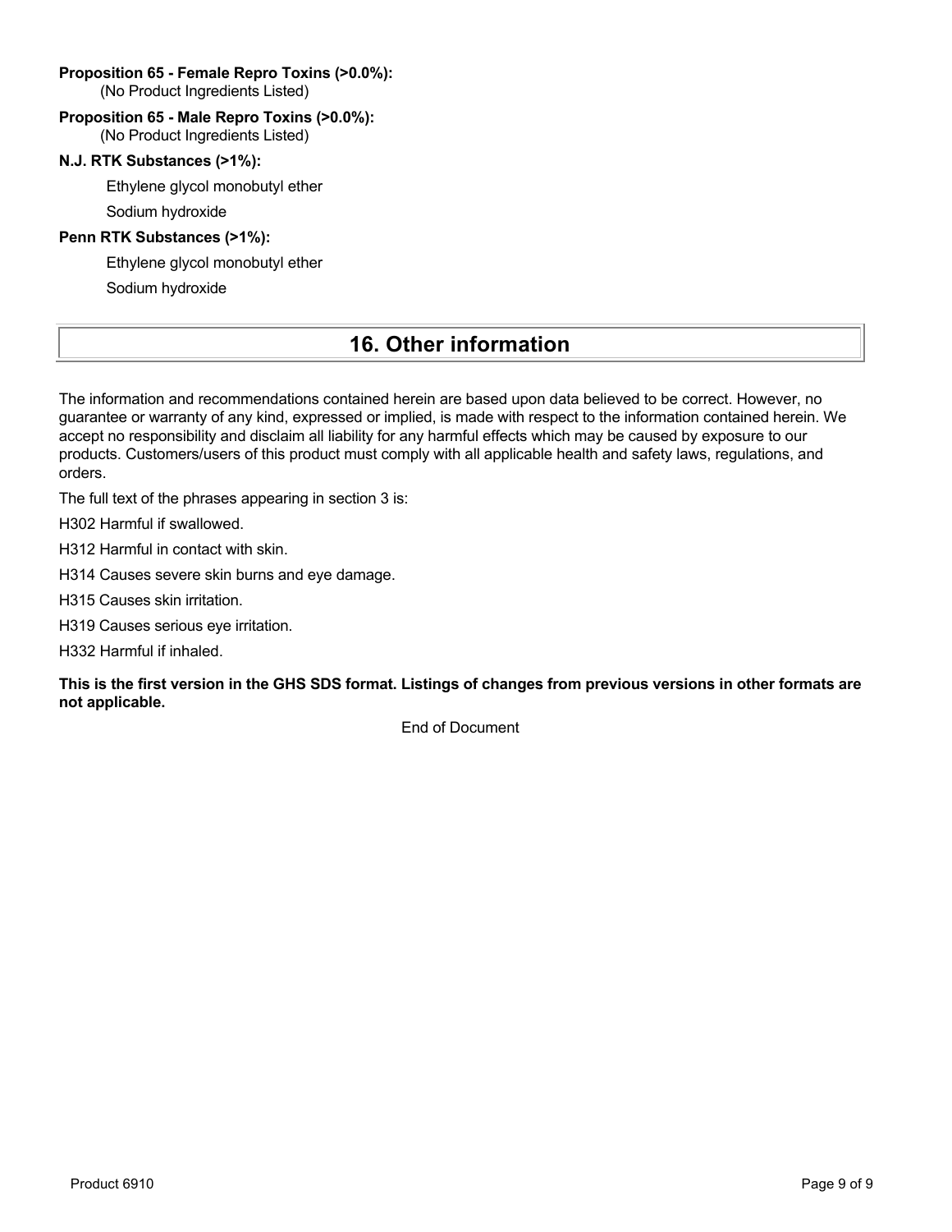**Proposition 65 - Female Repro Toxins (>0.0%):**
(No Product Ingredients Listed)

**Proposition 65 - Male Repro Toxins (>0.0%):**
(No Product Ingredients Listed)

**N.J. RTK Substances (>1%):**

Ethylene glycol monobutyl ether

Sodium hydroxide

**Penn RTK Substances (>1%):**

Ethylene glycol monobutyl ether

Sodium hydroxide

## 16. Other information

The information and recommendations contained herein are based upon data believed to be correct. However, no guarantee or warranty of any kind, expressed or implied, is made with respect to the information contained herein. We accept no responsibility and disclaim all liability for any harmful effects which may be caused by exposure to our products. Customers/users of this product must comply with all applicable health and safety laws, regulations, and orders.

The full text of the phrases appearing in section 3 is:

H302 Harmful if swallowed.

H312 Harmful in contact with skin.

H314 Causes severe skin burns and eye damage.

H315 Causes skin irritation.

H319 Causes serious eye irritation.

H332 Harmful if inhaled.

**This is the first version in the GHS SDS format. Listings of changes from previous versions in other formats are not applicable.**

End of Document

Product 6910